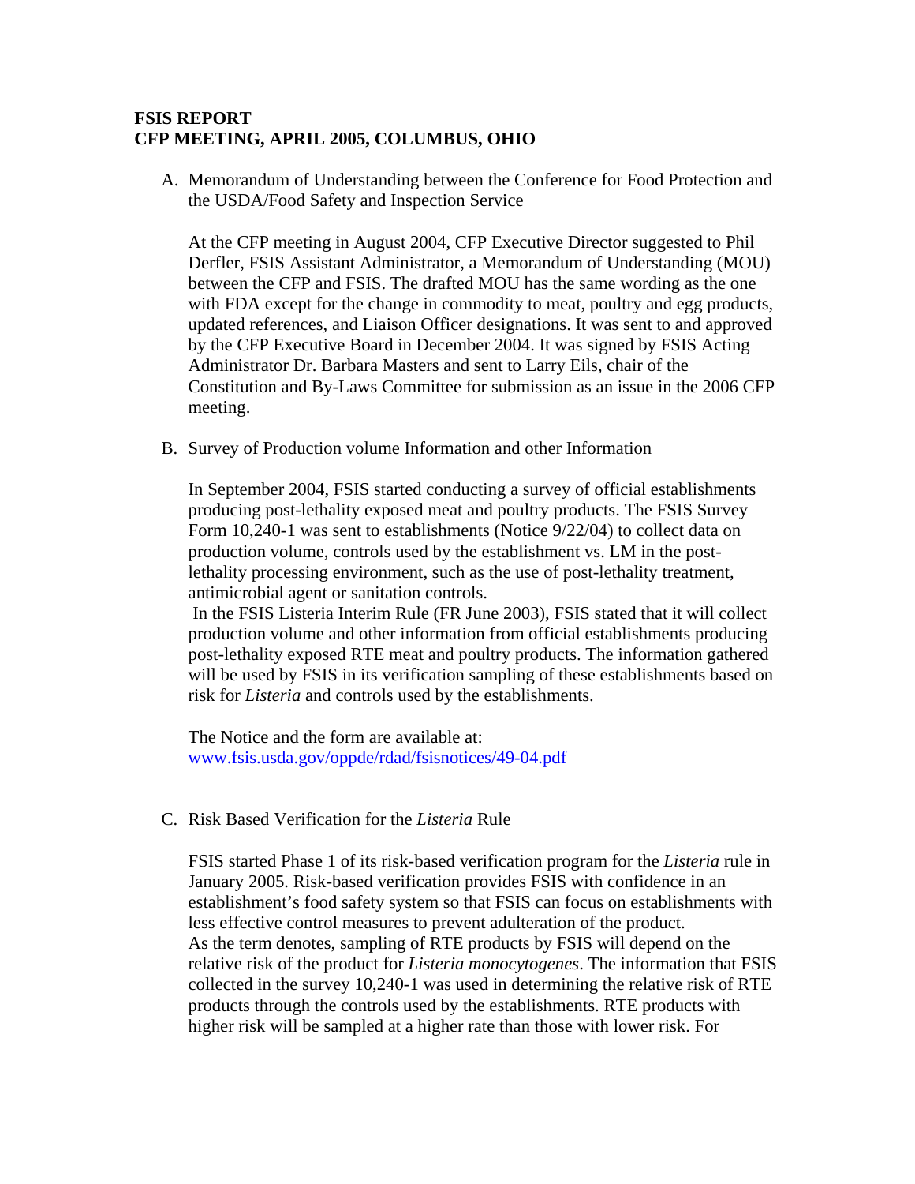**FSIS REPORT**
**CFP MEETING, APRIL 2005, COLUMBUS, OHIO**

A. Memorandum of Understanding between the Conference for Food Protection and the USDA/Food Safety and Inspection Service

   At the CFP meeting in August 2004, CFP Executive Director suggested to Phil Derfler, FSIS Assistant Administrator, a Memorandum of Understanding (MOU) between the CFP and FSIS. The drafted MOU has the same wording as the one with FDA except for the change in commodity to meat, poultry and egg products, updated references, and Liaison Officer designations. It was sent to and approved by the CFP Executive Board in December 2004. It was signed by FSIS Acting Administrator Dr. Barbara Masters and sent to Larry Eils, chair of the Constitution and By-Laws Committee for submission as an issue in the 2006 CFP meeting.

B. Survey of Production volume Information and other Information

   In September 2004, FSIS started conducting a survey of official establishments producing post-lethality exposed meat and poultry products. The FSIS Survey Form 10,240-1 was sent to establishments (Notice 9/22/04) to collect data on production volume, controls used by the establishment vs. LM in the post-lethality processing environment, such as the use of post-lethality treatment, antimicrobial agent or sanitation controls.
   In the FSIS Listeria Interim Rule (FR June 2003), FSIS stated that it will collect production volume and other information from official establishments producing post-lethality exposed RTE meat and poultry products. The information gathered will be used by FSIS in its verification sampling of these establishments based on risk for *Listeria* and controls used by the establishments.

   The Notice and the form are available at:
   www.fsis.usda.gov/oppde/rdad/fsisnotices/49-04.pdf

C. Risk Based Verification for the *Listeria* Rule

   FSIS started Phase 1 of its risk-based verification program for the *Listeria* rule in January 2005. Risk-based verification provides FSIS with confidence in an establishment's food safety system so that FSIS can focus on establishments with less effective control measures to prevent adulteration of the product.
   As the term denotes, sampling of RTE products by FSIS will depend on the relative risk of the product for *Listeria monocytogenes*. The information that FSIS collected in the survey 10,240-1 was used in determining the relative risk of RTE products through the controls used by the establishments. RTE products with higher risk will be sampled at a higher rate than those with lower risk. For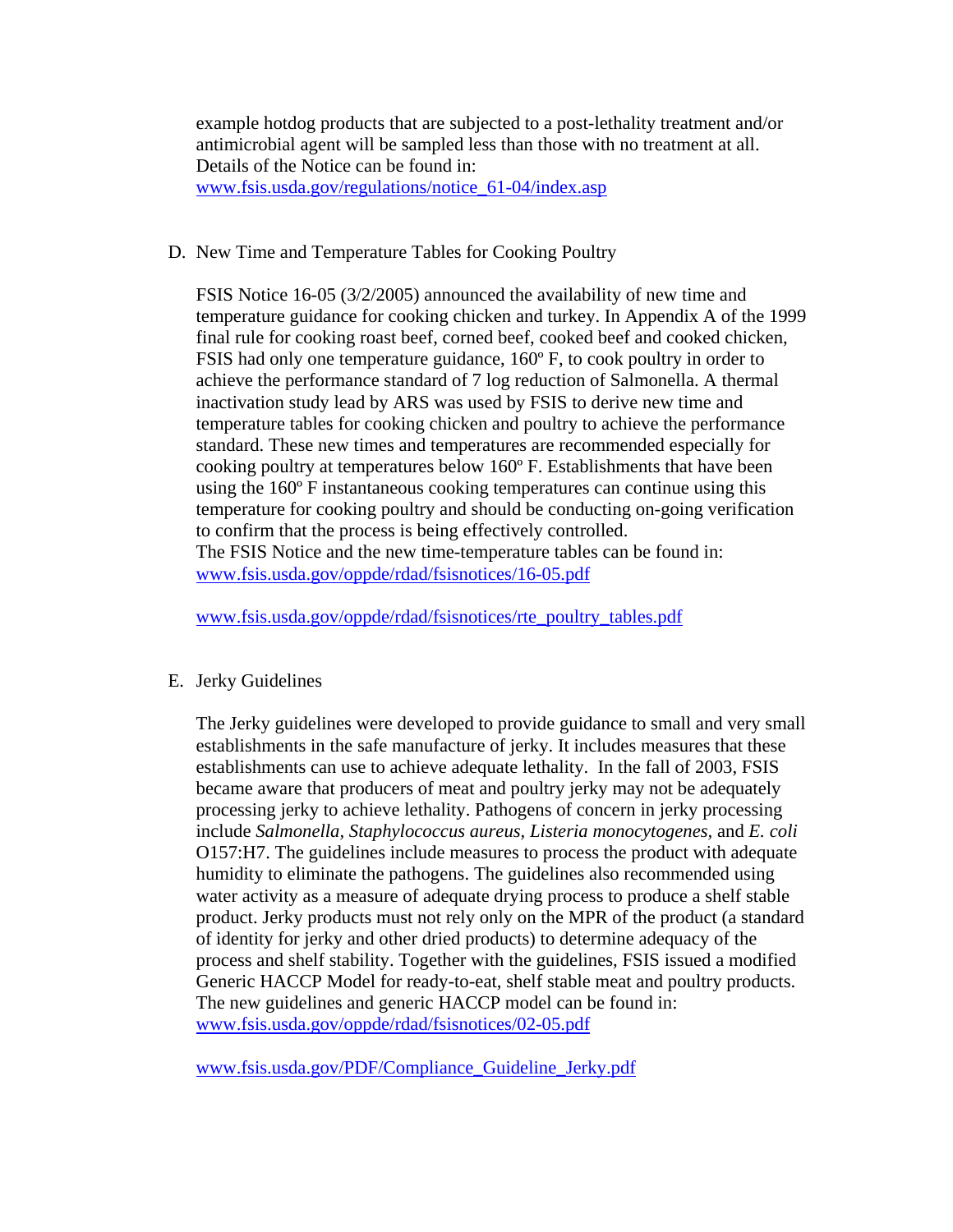example hotdog products that are subjected to a post-lethality treatment and/or antimicrobial agent will be sampled less than those with no treatment at all. Details of the Notice can be found in:
www.fsis.usda.gov/regulations/notice_61-04/index.asp

D. New Time and Temperature Tables for Cooking Poultry

FSIS Notice 16-05 (3/2/2005) announced the availability of new time and temperature guidance for cooking chicken and turkey. In Appendix A of the 1999 final rule for cooking roast beef, corned beef, cooked beef and cooked chicken, FSIS had only one temperature guidance, 160º F, to cook poultry in order to achieve the performance standard of 7 log reduction of Salmonella. A thermal inactivation study lead by ARS was used by FSIS to derive new time and temperature tables for cooking chicken and poultry to achieve the performance standard. These new times and temperatures are recommended especially for cooking poultry at temperatures below 160º F. Establishments that have been using the 160º F instantaneous cooking temperatures can continue using this temperature for cooking poultry and should be conducting on-going verification to confirm that the process is being effectively controlled.
The FSIS Notice and the new time-temperature tables can be found in:
www.fsis.usda.gov/oppde/rdad/fsisnotices/16-05.pdf

www.fsis.usda.gov/oppde/rdad/fsisnotices/rte_poultry_tables.pdf

E. Jerky Guidelines

The Jerky guidelines were developed to provide guidance to small and very small establishments in the safe manufacture of jerky. It includes measures that these establishments can use to achieve adequate lethality. In the fall of 2003, FSIS became aware that producers of meat and poultry jerky may not be adequately processing jerky to achieve lethality. Pathogens of concern in jerky processing include *Salmonella, Staphylococcus aureus*, *Listeria monocytogenes*, and *E. coli* O157:H7. The guidelines include measures to process the product with adequate humidity to eliminate the pathogens. The guidelines also recommended using water activity as a measure of adequate drying process to produce a shelf stable product. Jerky products must not rely only on the MPR of the product (a standard of identity for jerky and other dried products) to determine adequacy of the process and shelf stability. Together with the guidelines, FSIS issued a modified Generic HACCP Model for ready-to-eat, shelf stable meat and poultry products. The new guidelines and generic HACCP model can be found in:
www.fsis.usda.gov/oppde/rdad/fsisnotices/02-05.pdf

www.fsis.usda.gov/PDF/Compliance_Guideline_Jerky.pdf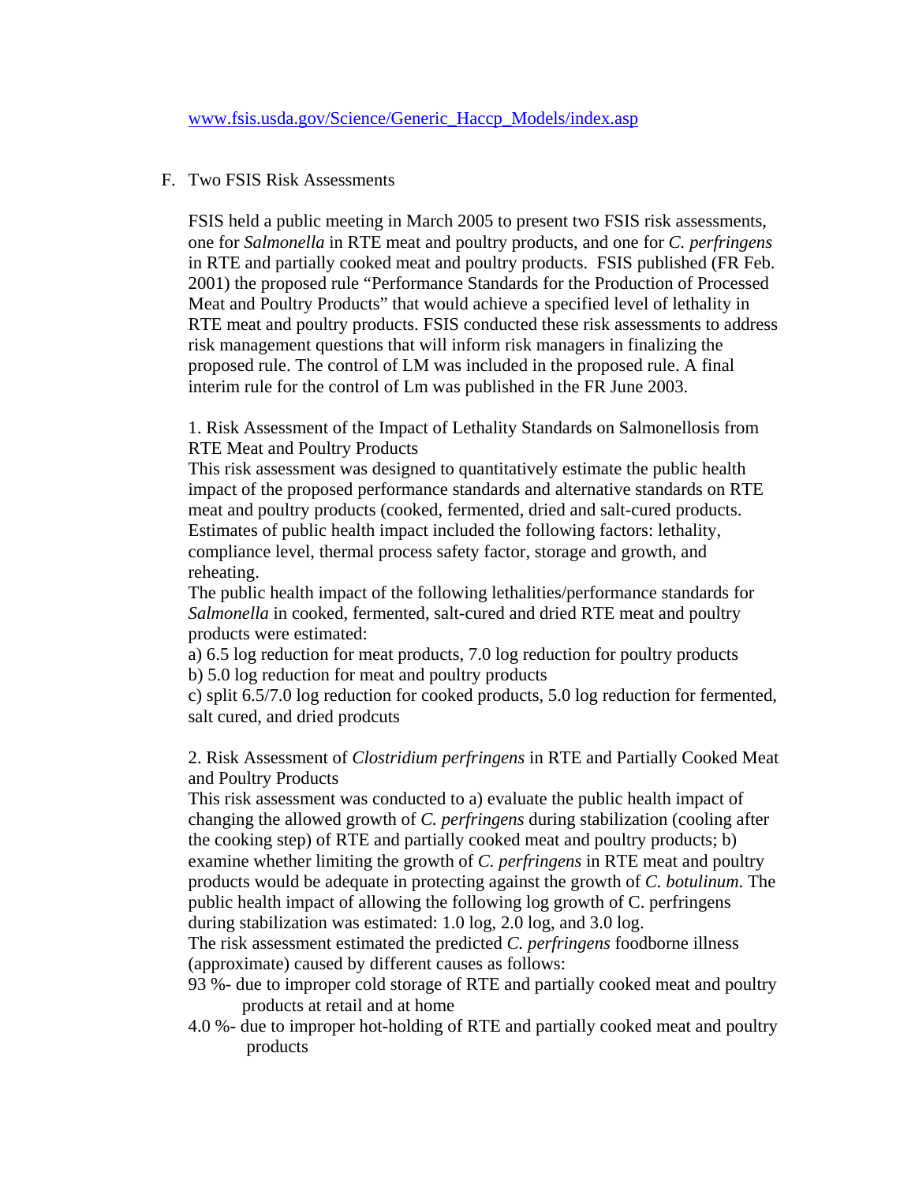www.fsis.usda.gov/Science/Generic_Haccp_Models/index.asp

## F. Two FSIS Risk Assessments

FSIS held a public meeting in March 2005 to present two FSIS risk assessments, one for *Salmonella* in RTE meat and poultry products, and one for *C. perfringens* in RTE and partially cooked meat and poultry products. FSIS published (FR Feb. 2001) the proposed rule "Performance Standards for the Production of Processed Meat and Poultry Products" that would achieve a specified level of lethality in RTE meat and poultry products. FSIS conducted these risk assessments to address risk management questions that will inform risk managers in finalizing the proposed rule. The control of LM was included in the proposed rule. A final interim rule for the control of Lm was published in the FR June 2003.

1. Risk Assessment of the Impact of Lethality Standards on Salmonellosis from RTE Meat and Poultry Products
This risk assessment was designed to quantitatively estimate the public health impact of the proposed performance standards and alternative standards on RTE meat and poultry products (cooked, fermented, dried and salt-cured products. Estimates of public health impact included the following factors: lethality, compliance level, thermal process safety factor, storage and growth, and reheating.
The public health impact of the following lethalities/performance standards for *Salmonella* in cooked, fermented, salt-cured and dried RTE meat and poultry products were estimated:
a) 6.5 log reduction for meat products, 7.0 log reduction for poultry products
b) 5.0 log reduction for meat and poultry products
c) split 6.5/7.0 log reduction for cooked products, 5.0 log reduction for fermented, salt cured, and dried prodcuts

2. Risk Assessment of *Clostridium perfringens* in RTE and Partially Cooked Meat and Poultry Products
This risk assessment was conducted to a) evaluate the public health impact of changing the allowed growth of *C. perfringens* during stabilization (cooling after the cooking step) of RTE and partially cooked meat and poultry products; b) examine whether limiting the growth of *C. perfringens* in RTE meat and poultry products would be adequate in protecting against the growth of *C. botulinum*. The public health impact of allowing the following log growth of C. perfringens during stabilization was estimated: 1.0 log, 2.0 log, and 3.0 log.
The risk assessment estimated the predicted *C. perfringens* foodborne illness (approximate) caused by different causes as follows:

93 %- due to improper cold storage of RTE and partially cooked meat and poultry products at retail and at home

4.0 %- due to improper hot-holding of RTE and partially cooked meat and poultry products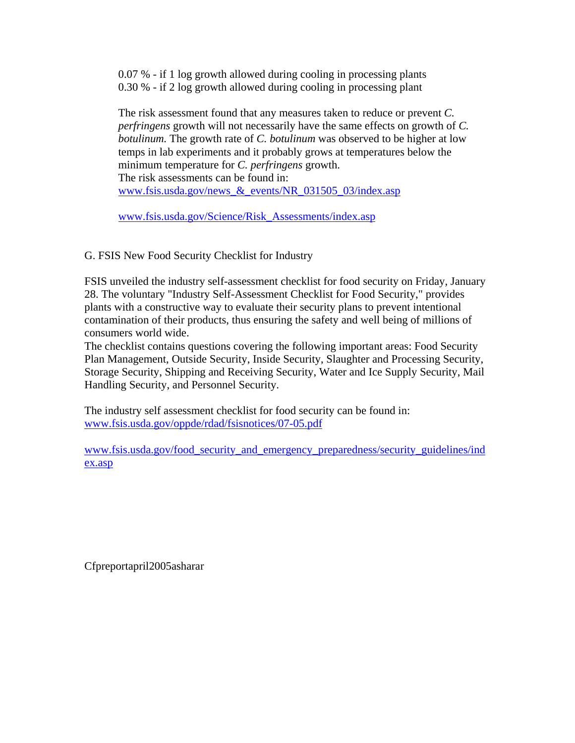0.07 % - if 1 log growth allowed during cooling in processing plants
0.30 % - if 2 log growth allowed during cooling in processing plant

The risk assessment found that any measures taken to reduce or prevent *C. perfringens* growth will not necessarily have the same effects on growth of *C. botulinum.* The growth rate of *C. botulinum* was observed to be higher at low temps in lab experiments and it probably grows at temperatures below the minimum temperature for *C. perfringens* growth.
The risk assessments can be found in:
www.fsis.usda.gov/news_&_events/NR_031505_03/index.asp

www.fsis.usda.gov/Science/Risk_Assessments/index.asp

G. FSIS New Food Security Checklist for Industry

FSIS unveiled the industry self-assessment checklist for food security on Friday, January 28. The voluntary "Industry Self-Assessment Checklist for Food Security," provides plants with a constructive way to evaluate their security plans to prevent intentional contamination of their products, thus ensuring the safety and well being of millions of consumers world wide.
The checklist contains questions covering the following important areas: Food Security Plan Management, Outside Security, Inside Security, Slaughter and Processing Security, Storage Security, Shipping and Receiving Security, Water and Ice Supply Security, Mail Handling Security, and Personnel Security.

The industry self assessment checklist for food security can be found in:
www.fsis.usda.gov/oppde/rdad/fsisnotices/07-05.pdf

www.fsis.usda.gov/food_security_and_emergency_preparedness/security_guidelines/index.asp

Cfpreportapril2005asharar